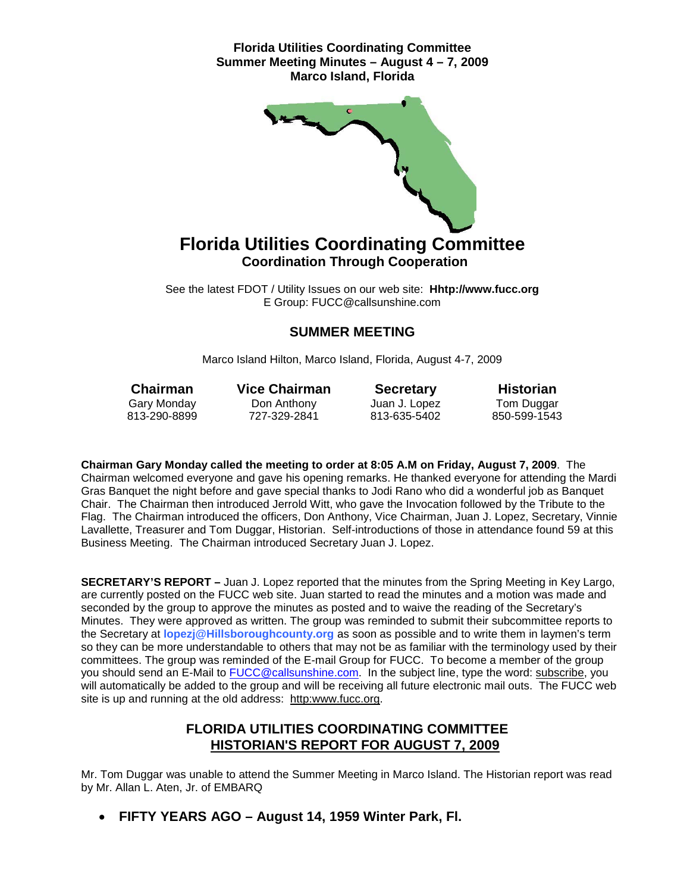**Florida Utilities Coordinating Committee**
**Summer Meeting Minutes – August 4 – 7, 2009**
**Marco Island, Florida**

# Florida Utilities Coordinating Committee

**Coordination Through Cooperation**

See the latest FDOT / Utility Issues on our web site: **Hhttp://www.fucc.org**
E Group: FUCC@callsunshine.com

## SUMMER MEETING

Marco Island Hilton, Marco Island, Florida, August 4-7, 2009

| Chairman | Vice Chairman | Secretary | Historian |
|---|---|---|---|
| Gary Monday | Don Anthony | Juan J. Lopez | Tom Duggar |
| 813-290-8899 | 727-329-2841 | 813-635-5402 | 850-599-1543 |

**Chairman Gary Monday called the meeting to order at 8:05 A.M on Friday, August 7, 2009**. The Chairman welcomed everyone and gave his opening remarks. He thanked everyone for attending the Mardi Gras Banquet the night before and gave special thanks to Jodi Rano who did a wonderful job as Banquet Chair. The Chairman then introduced Jerrold Witt, who gave the Invocation followed by the Tribute to the Flag. The Chairman introduced the officers, Don Anthony, Vice Chairman, Juan J. Lopez, Secretary, Vinnie Lavallette, Treasurer and Tom Duggar, Historian. Self-introductions of those in attendance found 59 at this Business Meeting. The Chairman introduced Secretary Juan J. Lopez.

**SECRETARY'S REPORT –** Juan J. Lopez reported that the minutes from the Spring Meeting in Key Largo, are currently posted on the FUCC web site. Juan started to read the minutes and a motion was made and seconded by the group to approve the minutes as posted and to waive the reading of the Secretary's Minutes. They were approved as written. The group was reminded to submit their subcommittee reports to the Secretary at **lopezj@Hillsboroughcounty.org** as soon as possible and to write them in laymen's term so they can be more understandable to others that may not be as familiar with the terminology used by their committees. The group was reminded of the E-mail Group for FUCC. To become a member of the group you should send an E-Mail to FUCC@callsunshine.com. In the subject line, type the word: subscribe, you will automatically be added to the group and will be receiving all future electronic mail outs. The FUCC web site is up and running at the old address: http:www.fucc.org.

## FLORIDA UTILITIES COORDINATING COMMITTEE
## HISTORIAN'S REPORT FOR AUGUST 7, 2009

Mr. Tom Duggar was unable to attend the Summer Meeting in Marco Island. The Historian report was read by Mr. Allan L. Aten, Jr. of EMBARQ

- **FIFTY YEARS AGO – August 14, 1959 Winter Park, Fl.**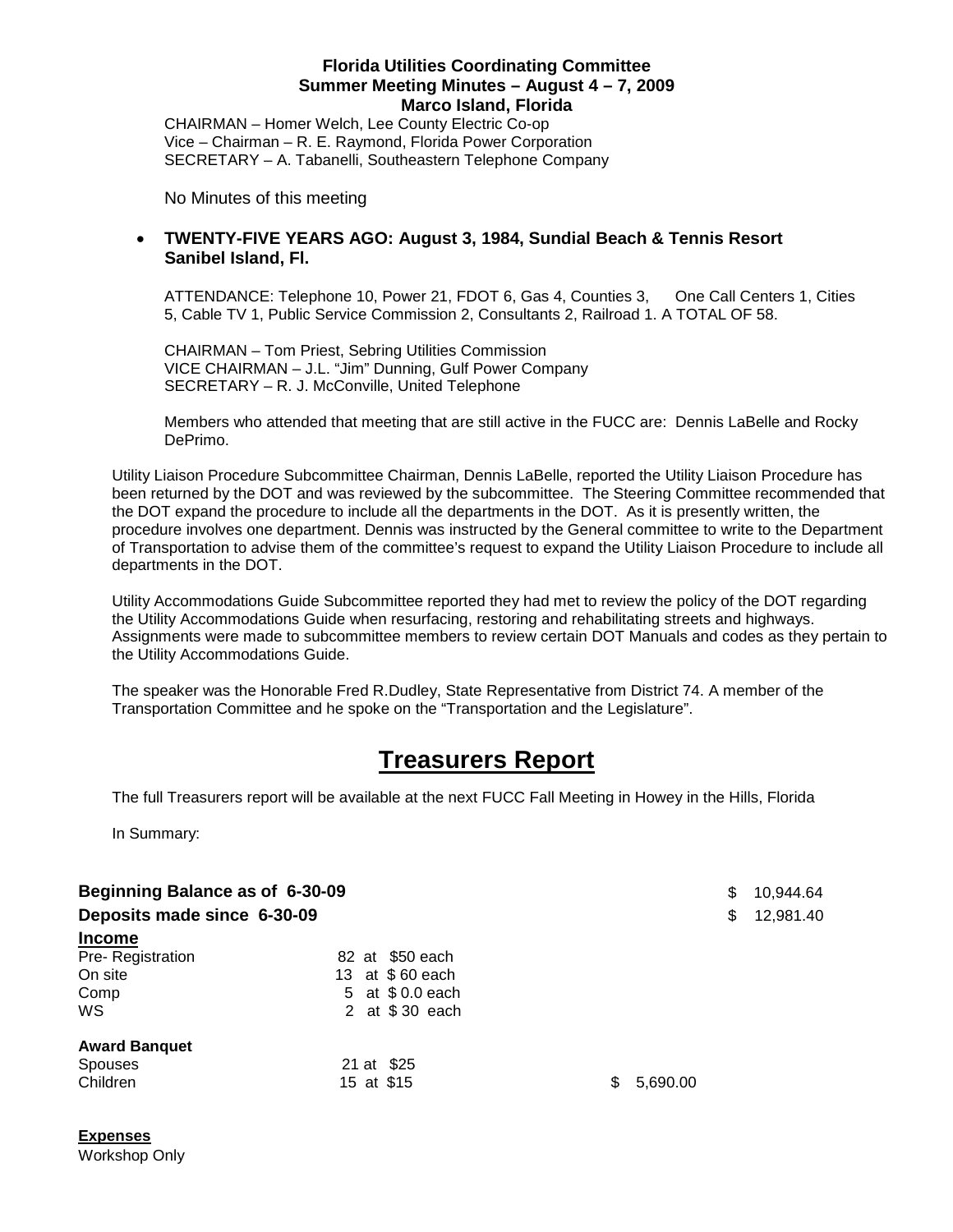**Florida Utilities Coordinating Committee**
**Summer Meeting Minutes – August 4 – 7, 2009**
**Marco Island, Florida**

CHAIRMAN – Homer Welch, Lee County Electric Co-op
Vice – Chairman – R. E. Raymond, Florida Power Corporation
SECRETARY – A. Tabanelli, Southeastern Telephone Company

No Minutes of this meeting

- **TWENTY-FIVE YEARS AGO: August 3, 1984, Sundial Beach & Tennis Resort Sanibel Island, Fl.**

ATTENDANCE: Telephone 10, Power 21, FDOT 6, Gas 4, Counties 3, One Call Centers 1, Cities 5, Cable TV 1, Public Service Commission 2, Consultants 2, Railroad 1. A TOTAL OF 58.

CHAIRMAN – Tom Priest, Sebring Utilities Commission
VICE CHAIRMAN – J.L. "Jim" Dunning, Gulf Power Company
SECRETARY – R. J. McConville, United Telephone

Members who attended that meeting that are still active in the FUCC are: Dennis LaBelle and Rocky DePrimo.

Utility Liaison Procedure Subcommittee Chairman, Dennis LaBelle, reported the Utility Liaison Procedure has been returned by the DOT and was reviewed by the subcommittee. The Steering Committee recommended that the DOT expand the procedure to include all the departments in the DOT. As it is presently written, the procedure involves one department. Dennis was instructed by the General committee to write to the Department of Transportation to advise them of the committee's request to expand the Utility Liaison Procedure to include all departments in the DOT.

Utility Accommodations Guide Subcommittee reported they had met to review the policy of the DOT regarding the Utility Accommodations Guide when resurfacing, restoring and rehabilitating streets and highways. Assignments were made to subcommittee members to review certain DOT Manuals and codes as they pertain to the Utility Accommodations Guide.

The speaker was the Honorable Fred R.Dudley, State Representative from District 74. A member of the Transportation Committee and he spoke on the "Transportation and the Legislature".

# Treasurers Report

The full Treasurers report will be available at the next FUCC Fall Meeting in Howey in the Hills, Florida

In Summary:

| | | | |
|---|---|---|---|
| **Beginning Balance as of 6-30-09** | | | $ 10,944.64 |
| **Deposits made since 6-30-09** | | | $ 12,981.40 |
| **Income** | | | |
| Pre- Registration | 82 at $50 each | | |
| On site | 13 at $ 60 each | | |
| Comp | 5 at $ 0.0 each | | |
| WS | 2 at $ 30 each | | |
| **Award Banquet** | | | |
| Spouses | 21 at $25 | | |
| Children | 15 at $15 | $ 5,690.00 | |

**Expenses**
Workshop Only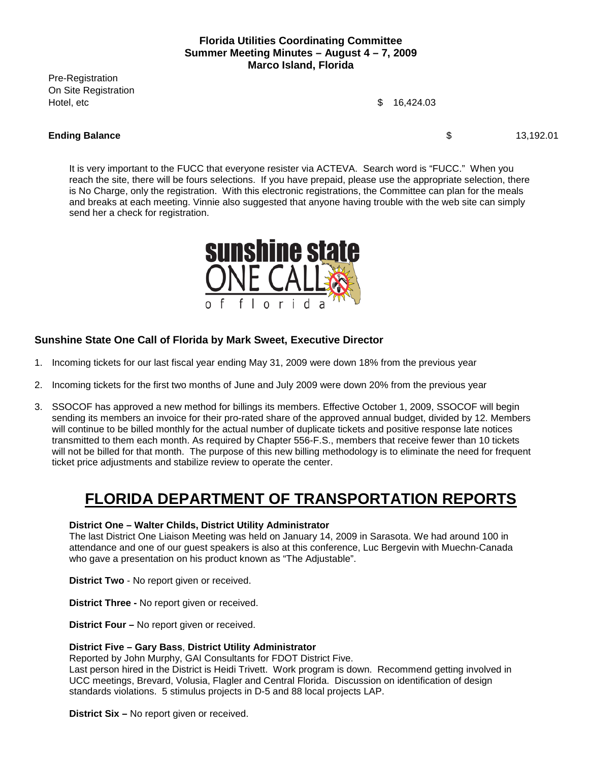**Florida Utilities Coordinating Committee**
**Summer Meeting Minutes – August 4 – 7, 2009**
**Marco Island, Florida**

| | | |
|---|---|---|
| Pre-Registration | | |
| On Site Registration | | |
| Hotel, etc | $ 16,424.03 | |
| **Ending Balance** | | $ 13,192.01 |

It is very important to the FUCC that everyone resister via ACTEVA. Search word is "FUCC." When you reach the site, there will be fours selections. If you have prepaid, please use the appropriate selection, there is No Charge, only the registration. With this electronic registrations, the Committee can plan for the meals and breaks at each meeting. Vinnie also suggested that anyone having trouble with the web site can simply send her a check for registration.

### Sunshine State One Call of Florida by Mark Sweet, Executive Director

1. Incoming tickets for our last fiscal year ending May 31, 2009 were down 18% from the previous year
2. Incoming tickets for the first two months of June and July 2009 were down 20% from the previous year
3. SSOCOF has approved a new method for billings its members. Effective October 1, 2009, SSOCOF will begin sending its members an invoice for their pro-rated share of the approved annual budget, divided by 12. Members will continue to be billed monthly for the actual number of duplicate tickets and positive response late notices transmitted to them each month. As required by Chapter 556-F.S., members that receive fewer than 10 tickets will not be billed for that month. The purpose of this new billing methodology is to eliminate the need for frequent ticket price adjustments and stabilize review to operate the center.

# FLORIDA DEPARTMENT OF TRANSPORTATION REPORTS

**District One – Walter Childs, District Utility Administrator**
The last District One Liaison Meeting was held on January 14, 2009 in Sarasota. We had around 100 in attendance and one of our guest speakers is also at this conference, Luc Bergevin with Muechn-Canada who gave a presentation on his product known as "The Adjustable".

**District Two** - No report given or received.

**District Three -** No report given or received.

**District Four –** No report given or received.

**District Five – Gary Bass**, **District Utility Administrator**
Reported by John Murphy, GAI Consultants for FDOT District Five.
Last person hired in the District is Heidi Trivett. Work program is down. Recommend getting involved in UCC meetings, Brevard, Volusia, Flagler and Central Florida. Discussion on identification of design standards violations. 5 stimulus projects in D-5 and 88 local projects LAP.

**District Six –** No report given or received.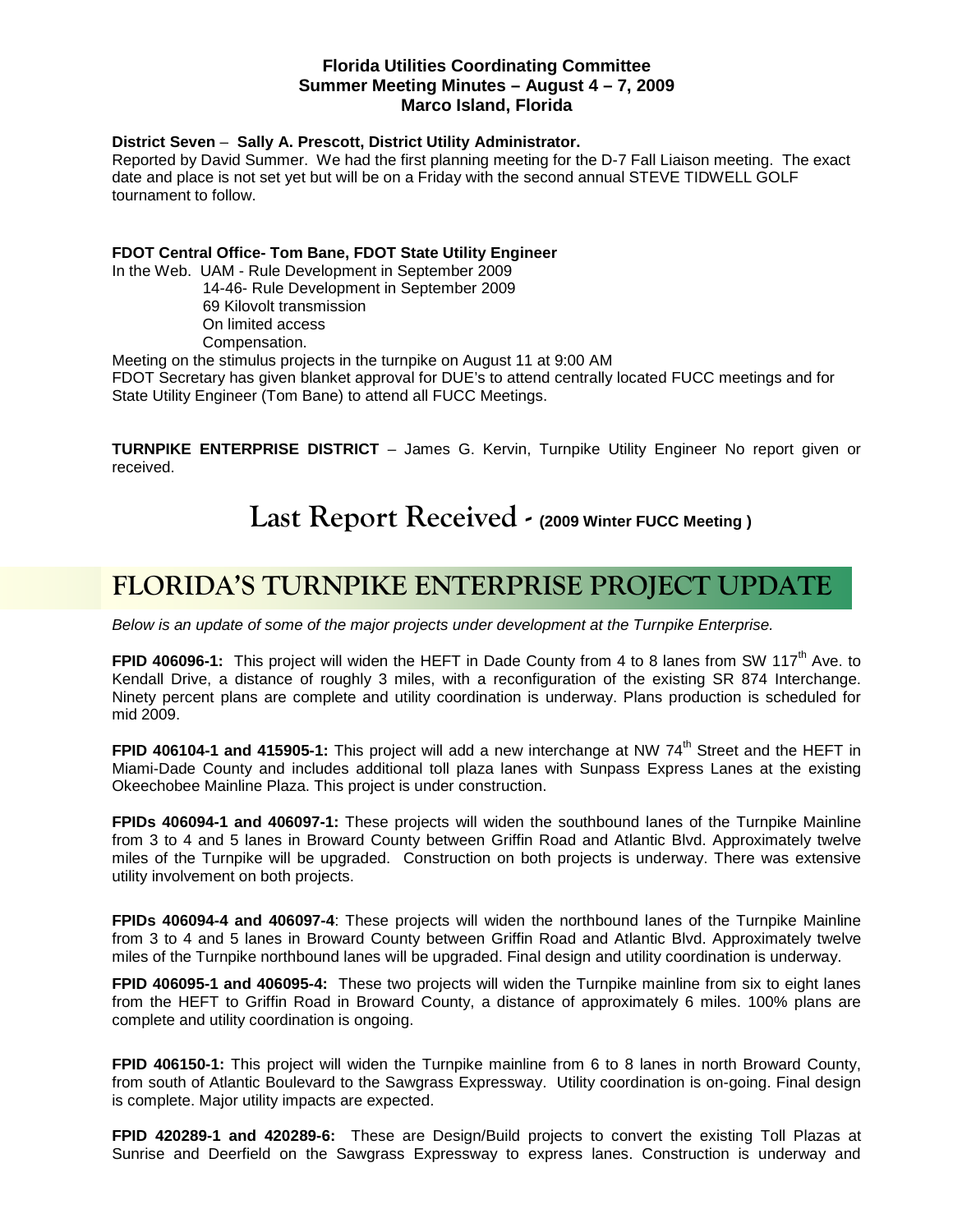**Florida Utilities Coordinating Committee**
**Summer Meeting Minutes – August 4 – 7, 2009**
**Marco Island, Florida**

**District Seven** – **Sally A. Prescott, District Utility Administrator.**
Reported by David Summer. We had the first planning meeting for the D-7 Fall Liaison meeting. The exact date and place is not set yet but will be on a Friday with the second annual STEVE TIDWELL GOLF tournament to follow.

**FDOT Central Office- Tom Bane, FDOT State Utility Engineer**
In the Web. UAM - Rule Development in September 2009
14-46- Rule Development in September 2009
69 Kilovolt transmission
On limited access
Compensation.
Meeting on the stimulus projects in the turnpike on August 11 at 9:00 AM
FDOT Secretary has given blanket approval for DUE's to attend centrally located FUCC meetings and for State Utility Engineer (Tom Bane) to attend all FUCC Meetings.

**TURNPIKE ENTERPRISE DISTRICT** – James G. Kervin, Turnpike Utility Engineer No report given or received.

# Last Report Received - (2009 Winter FUCC Meeting )

## FLORIDA'S TURNPIKE ENTERPRISE PROJECT UPDATE

*Below is an update of some of the major projects under development at the Turnpike Enterprise.*

**FPID 406096-1:** This project will widen the HEFT in Dade County from 4 to 8 lanes from SW 117th Ave. to Kendall Drive, a distance of roughly 3 miles, with a reconfiguration of the existing SR 874 Interchange. Ninety percent plans are complete and utility coordination is underway. Plans production is scheduled for mid 2009.

**FPID 406104-1 and 415905-1:** This project will add a new interchange at NW 74th Street and the HEFT in Miami-Dade County and includes additional toll plaza lanes with Sunpass Express Lanes at the existing Okeechobee Mainline Plaza. This project is under construction.

**FPIDs 406094-1 and 406097-1:** These projects will widen the southbound lanes of the Turnpike Mainline from 3 to 4 and 5 lanes in Broward County between Griffin Road and Atlantic Blvd. Approximately twelve miles of the Turnpike will be upgraded. Construction on both projects is underway. There was extensive utility involvement on both projects.

**FPIDs 406094-4 and 406097-4**: These projects will widen the northbound lanes of the Turnpike Mainline from 3 to 4 and 5 lanes in Broward County between Griffin Road and Atlantic Blvd. Approximately twelve miles of the Turnpike northbound lanes will be upgraded. Final design and utility coordination is underway.

**FPID 406095-1 and 406095-4:** These two projects will widen the Turnpike mainline from six to eight lanes from the HEFT to Griffin Road in Broward County, a distance of approximately 6 miles. 100% plans are complete and utility coordination is ongoing.

**FPID 406150-1:** This project will widen the Turnpike mainline from 6 to 8 lanes in north Broward County, from south of Atlantic Boulevard to the Sawgrass Expressway. Utility coordination is on-going. Final design is complete. Major utility impacts are expected.

**FPID 420289-1 and 420289-6:** These are Design/Build projects to convert the existing Toll Plazas at Sunrise and Deerfield on the Sawgrass Expressway to express lanes. Construction is underway and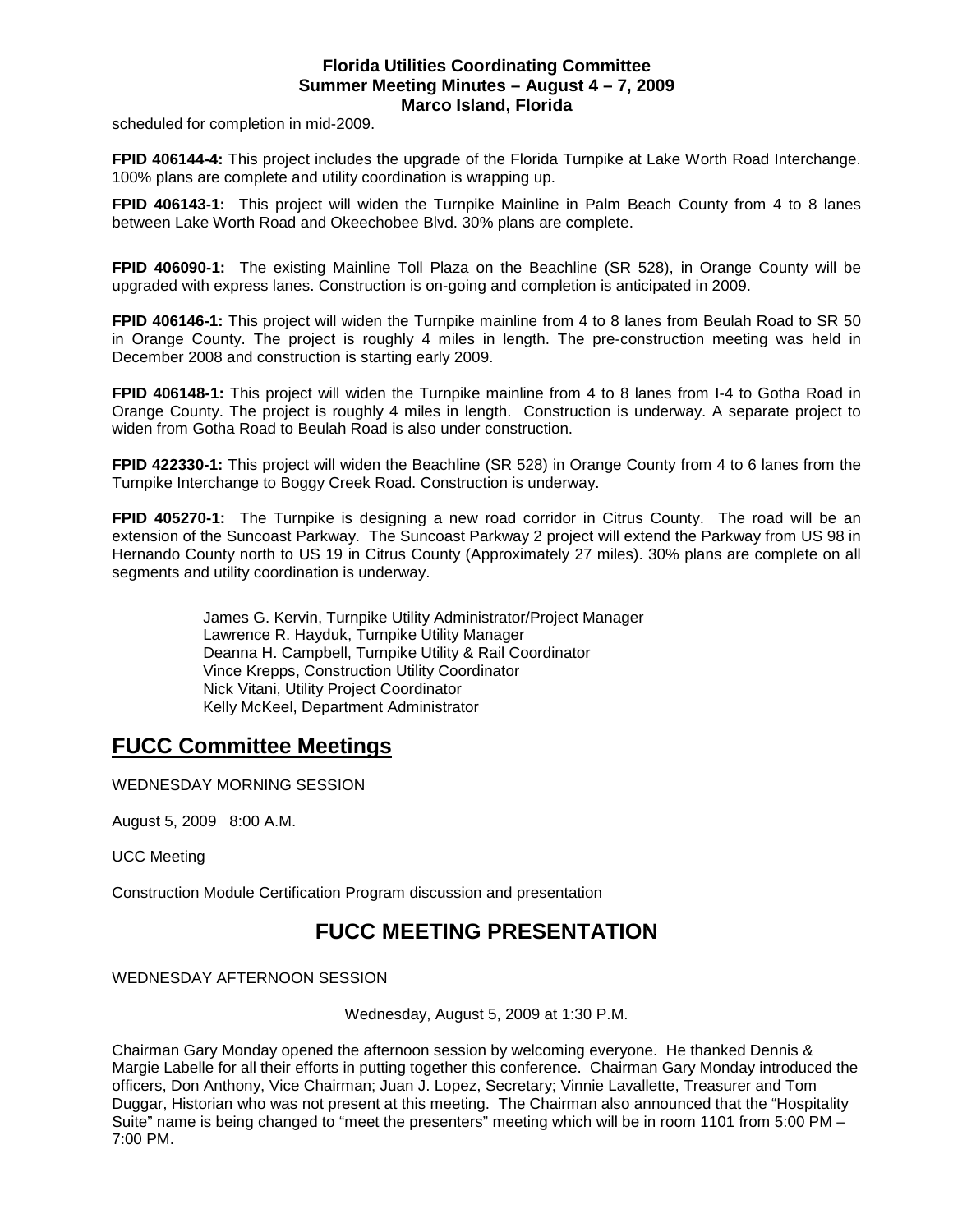scheduled for completion in mid-2009.

**FPID 406144-4:** This project includes the upgrade of the Florida Turnpike at Lake Worth Road Interchange. 100% plans are complete and utility coordination is wrapping up.

**FPID 406143-1:** This project will widen the Turnpike Mainline in Palm Beach County from 4 to 8 lanes between Lake Worth Road and Okeechobee Blvd. 30% plans are complete.

**FPID 406090-1:** The existing Mainline Toll Plaza on the Beachline (SR 528), in Orange County will be upgraded with express lanes. Construction is on-going and completion is anticipated in 2009.

**FPID 406146-1:** This project will widen the Turnpike mainline from 4 to 8 lanes from Beulah Road to SR 50 in Orange County. The project is roughly 4 miles in length. The pre-construction meeting was held in December 2008 and construction is starting early 2009.

**FPID 406148-1:** This project will widen the Turnpike mainline from 4 to 8 lanes from I-4 to Gotha Road in Orange County. The project is roughly 4 miles in length. Construction is underway. A separate project to widen from Gotha Road to Beulah Road is also under construction.

**FPID 422330-1:** This project will widen the Beachline (SR 528) in Orange County from 4 to 6 lanes from the Turnpike Interchange to Boggy Creek Road. Construction is underway.

**FPID 405270-1:** The Turnpike is designing a new road corridor in Citrus County. The road will be an extension of the Suncoast Parkway. The Suncoast Parkway 2 project will extend the Parkway from US 98 in Hernando County north to US 19 in Citrus County (Approximately 27 miles). 30% plans are complete on all segments and utility coordination is underway.

James G. Kervin, Turnpike Utility Administrator/Project Manager
Lawrence R. Hayduk, Turnpike Utility Manager
Deanna H. Campbell, Turnpike Utility & Rail Coordinator
Vince Krepps, Construction Utility Coordinator
Nick Vitani, Utility Project Coordinator
Kelly McKeel, Department Administrator

## FUCC Committee Meetings

WEDNESDAY MORNING SESSION

August 5, 2009 8:00 A.M.

UCC Meeting

Construction Module Certification Program discussion and presentation

# FUCC MEETING PRESENTATION

WEDNESDAY AFTERNOON SESSION

Wednesday, August 5, 2009 at 1:30 P.M.

Chairman Gary Monday opened the afternoon session by welcoming everyone. He thanked Dennis & Margie Labelle for all their efforts in putting together this conference. Chairman Gary Monday introduced the officers, Don Anthony, Vice Chairman; Juan J. Lopez, Secretary; Vinnie Lavallette, Treasurer and Tom Duggar, Historian who was not present at this meeting. The Chairman also announced that the "Hospitality Suite" name is being changed to "meet the presenters" meeting which will be in room 1101 from 5:00 PM – 7:00 PM.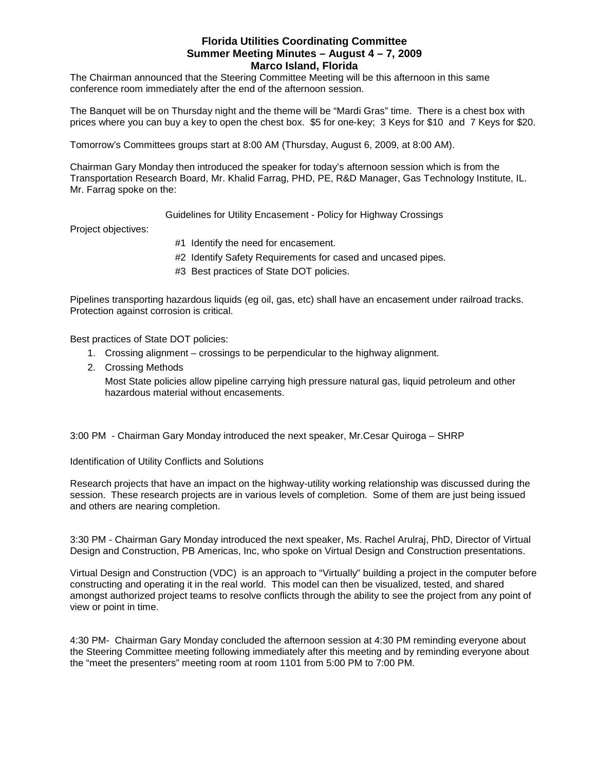**Florida Utilities Coordinating Committee**
**Summer Meeting Minutes – August 4 – 7, 2009**
**Marco Island, Florida**

The Chairman announced that the Steering Committee Meeting will be this afternoon in this same conference room immediately after the end of the afternoon session.

The Banquet will be on Thursday night and the theme will be "Mardi Gras" time. There is a chest box with prices where you can buy a key to open the chest box. $5 for one-key; 3 Keys for $10 and 7 Keys for $20.

Tomorrow's Committees groups start at 8:00 AM (Thursday, August 6, 2009, at 8:00 AM).

Chairman Gary Monday then introduced the speaker for today's afternoon session which is from the Transportation Research Board, Mr. Khalid Farrag, PHD, PE, R&D Manager, Gas Technology Institute, IL. Mr. Farrag spoke on the:

Guidelines for Utility Encasement - Policy for Highway Crossings

Project objectives:

- #1 Identify the need for encasement.
- #2 Identify Safety Requirements for cased and uncased pipes.
- #3 Best practices of State DOT policies.

Pipelines transporting hazardous liquids (eg oil, gas, etc) shall have an encasement under railroad tracks. Protection against corrosion is critical.

Best practices of State DOT policies:

1. Crossing alignment – crossings to be perpendicular to the highway alignment.
2. Crossing Methods

   Most State policies allow pipeline carrying high pressure natural gas, liquid petroleum and other hazardous material without encasements.

3:00 PM - Chairman Gary Monday introduced the next speaker, Mr.Cesar Quiroga – SHRP

Identification of Utility Conflicts and Solutions

Research projects that have an impact on the highway-utility working relationship was discussed during the session. These research projects are in various levels of completion. Some of them are just being issued and others are nearing completion.

3:30 PM - Chairman Gary Monday introduced the next speaker, Ms. Rachel Arulraj, PhD, Director of Virtual Design and Construction, PB Americas, Inc, who spoke on Virtual Design and Construction presentations.

Virtual Design and Construction (VDC) is an approach to "Virtually" building a project in the computer before constructing and operating it in the real world. This model can then be visualized, tested, and shared amongst authorized project teams to resolve conflicts through the ability to see the project from any point of view or point in time.

4:30 PM- Chairman Gary Monday concluded the afternoon session at 4:30 PM reminding everyone about the Steering Committee meeting following immediately after this meeting and by reminding everyone about the "meet the presenters" meeting room at room 1101 from 5:00 PM to 7:00 PM.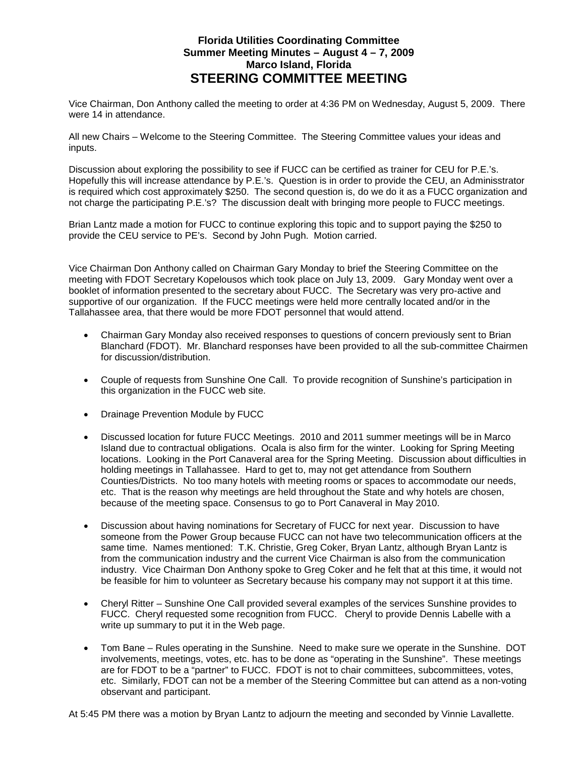# Florida Utilities Coordinating Committee
## Summer Meeting Minutes – August 4 – 7, 2009
## Marco Island, Florida
# STEERING COMMITTEE MEETING

Vice Chairman, Don Anthony called the meeting to order at 4:36 PM on Wednesday, August 5, 2009. There were 14 in attendance.

All new Chairs – Welcome to the Steering Committee. The Steering Committee values your ideas and inputs.

Discussion about exploring the possibility to see if FUCC can be certified as trainer for CEU for P.E.'s. Hopefully this will increase attendance by P.E.'s. Question is in order to provide the CEU, an Administrator is required which cost approximately $250. The second question is, do we do it as a FUCC organization and not charge the participating P.E.'s? The discussion dealt with bringing more people to FUCC meetings.

Brian Lantz made a motion for FUCC to continue exploring this topic and to support paying the $250 to provide the CEU service to PE's. Second by John Pugh. Motion carried.

Vice Chairman Don Anthony called on Chairman Gary Monday to brief the Steering Committee on the meeting with FDOT Secretary Kopelousos which took place on July 13, 2009. Gary Monday went over a booklet of information presented to the secretary about FUCC. The Secretary was very pro-active and supportive of our organization. If the FUCC meetings were held more centrally located and/or in the Tallahassee area, that there would be more FDOT personnel that would attend.

- Chairman Gary Monday also received responses to questions of concern previously sent to Brian Blanchard (FDOT). Mr. Blanchard responses have been provided to all the sub-committee Chairmen for discussion/distribution.
- Couple of requests from Sunshine One Call. To provide recognition of Sunshine's participation in this organization in the FUCC web site.
- Drainage Prevention Module by FUCC
- Discussed location for future FUCC Meetings. 2010 and 2011 summer meetings will be in Marco Island due to contractual obligations. Ocala is also firm for the winter. Looking for Spring Meeting locations. Looking in the Port Canaveral area for the Spring Meeting. Discussion about difficulties in holding meetings in Tallahassee. Hard to get to, may not get attendance from Southern Counties/Districts. No too many hotels with meeting rooms or spaces to accommodate our needs, etc. That is the reason why meetings are held throughout the State and why hotels are chosen, because of the meeting space. Consensus to go to Port Canaveral in May 2010.
- Discussion about having nominations for Secretary of FUCC for next year. Discussion to have someone from the Power Group because FUCC can not have two telecommunication officers at the same time. Names mentioned: T.K. Christie, Greg Coker, Bryan Lantz, although Bryan Lantz is from the communication industry and the current Vice Chairman is also from the communication industry. Vice Chairman Don Anthony spoke to Greg Coker and he felt that at this time, it would not be feasible for him to volunteer as Secretary because his company may not support it at this time.
- Cheryl Ritter – Sunshine One Call provided several examples of the services Sunshine provides to FUCC. Cheryl requested some recognition from FUCC. Cheryl to provide Dennis Labelle with a write up summary to put it in the Web page.
- Tom Bane – Rules operating in the Sunshine. Need to make sure we operate in the Sunshine. DOT involvements, meetings, votes, etc. has to be done as "operating in the Sunshine". These meetings are for FDOT to be a "partner" to FUCC. FDOT is not to chair committees, subcommittees, votes, etc. Similarly, FDOT can not be a member of the Steering Committee but can attend as a non-voting observant and participant.

At 5:45 PM there was a motion by Bryan Lantz to adjourn the meeting and seconded by Vinnie Lavallette.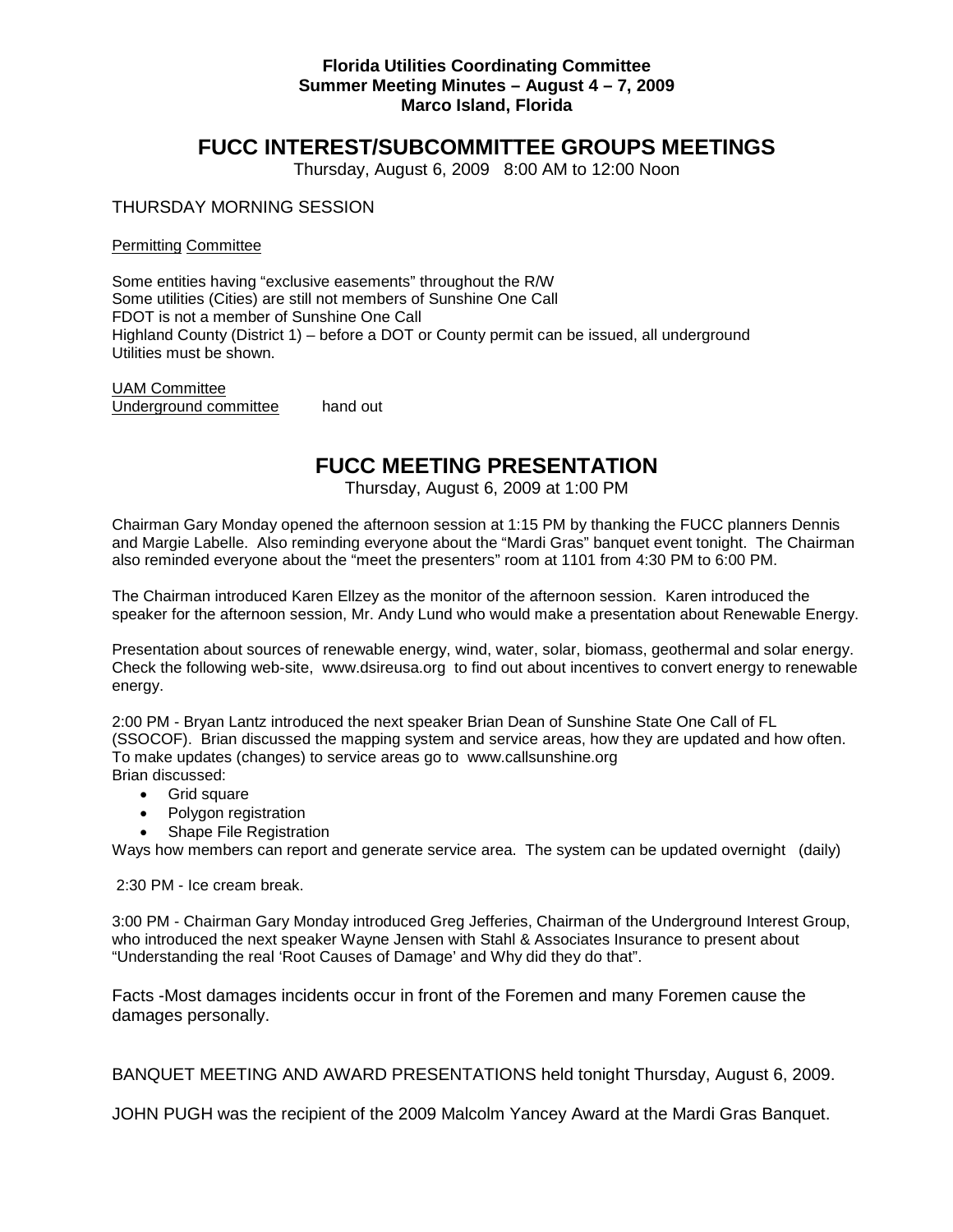**Florida Utilities Coordinating Committee**
**Summer Meeting Minutes – August 4 – 7, 2009**
**Marco Island, Florida**

# FUCC INTEREST/SUBCOMMITTEE GROUPS MEETINGS

Thursday, August 6, 2009 8:00 AM to 12:00 Noon

THURSDAY MORNING SESSION

Permitting Committee

Some entities having "exclusive easements" throughout the R/W
Some utilities (Cities) are still not members of Sunshine One Call
FDOT is not a member of Sunshine One Call
Highland County (District 1) – before a DOT or County permit can be issued, all underground Utilities must be shown.

UAM Committee
Underground committee hand out

# FUCC MEETING PRESENTATION

Thursday, August 6, 2009 at 1:00 PM

Chairman Gary Monday opened the afternoon session at 1:15 PM by thanking the FUCC planners Dennis and Margie Labelle. Also reminding everyone about the "Mardi Gras" banquet event tonight. The Chairman also reminded everyone about the "meet the presenters" room at 1101 from 4:30 PM to 6:00 PM.

The Chairman introduced Karen Ellzey as the monitor of the afternoon session. Karen introduced the speaker for the afternoon session, Mr. Andy Lund who would make a presentation about Renewable Energy.

Presentation about sources of renewable energy, wind, water, solar, biomass, geothermal and solar energy. Check the following web-site, www.dsireusa.org to find out about incentives to convert energy to renewable energy.

2:00 PM - Bryan Lantz introduced the next speaker Brian Dean of Sunshine State One Call of FL (SSOCOF). Brian discussed the mapping system and service areas, how they are updated and how often. To make updates (changes) to service areas go to www.callsunshine.org
Brian discussed:

- Grid square
- Polygon registration
- Shape File Registration

Ways how members can report and generate service area. The system can be updated overnight (daily)

2:30 PM - Ice cream break.

3:00 PM - Chairman Gary Monday introduced Greg Jefferies, Chairman of the Underground Interest Group, who introduced the next speaker Wayne Jensen with Stahl & Associates Insurance to present about "Understanding the real 'Root Causes of Damage' and Why did they do that".

Facts -Most damages incidents occur in front of the Foremen and many Foremen cause the damages personally.

BANQUET MEETING AND AWARD PRESENTATIONS held tonight Thursday, August 6, 2009.

JOHN PUGH was the recipient of the 2009 Malcolm Yancey Award at the Mardi Gras Banquet.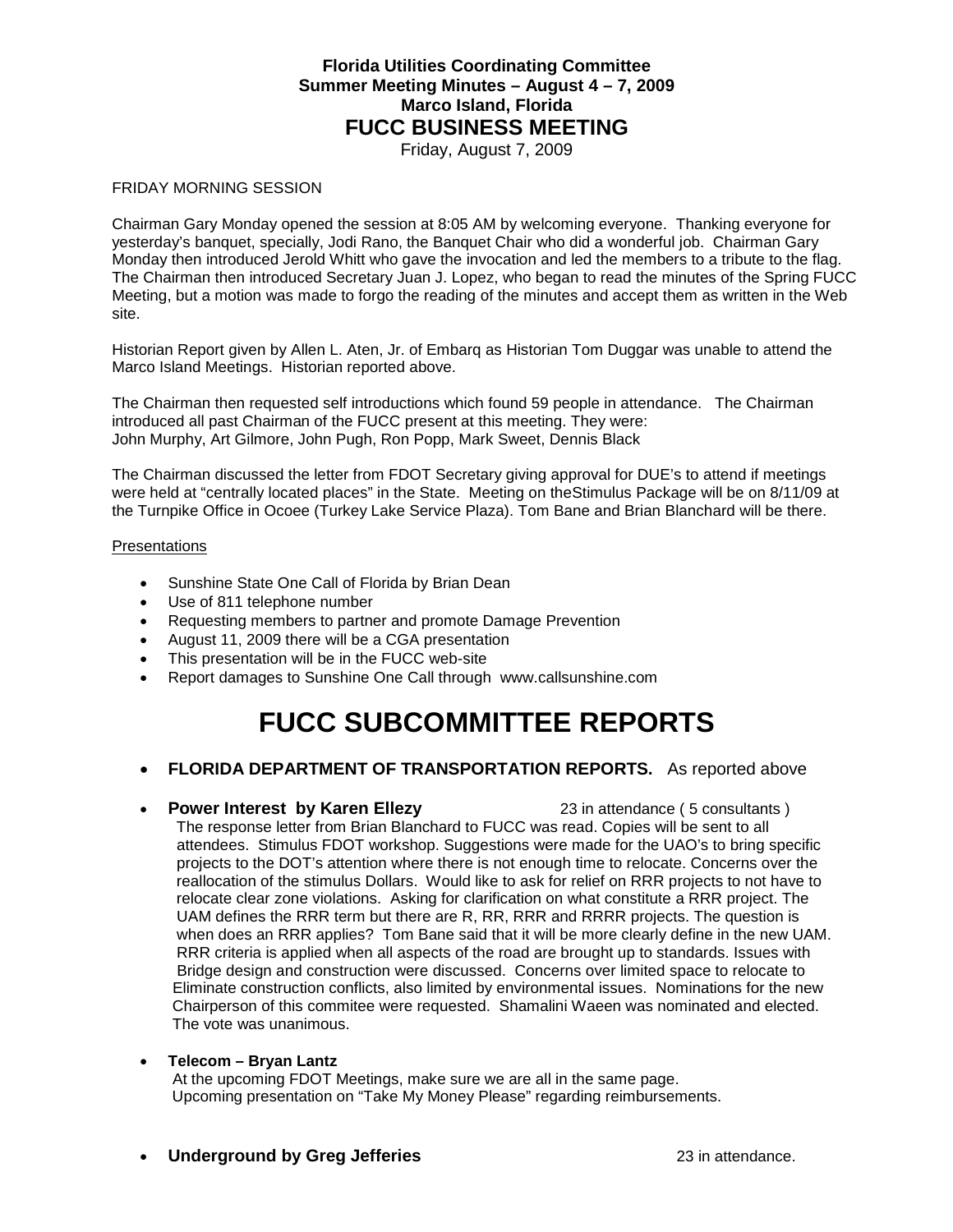**Florida Utilities Coordinating Committee**
**Summer Meeting Minutes – August 4 – 7, 2009**
**Marco Island, Florida**

# FUCC BUSINESS MEETING

Friday, August 7, 2009

FRIDAY MORNING SESSION

Chairman Gary Monday opened the session at 8:05 AM by welcoming everyone. Thanking everyone for yesterday's banquet, specially, Jodi Rano, the Banquet Chair who did a wonderful job. Chairman Gary Monday then introduced Jerold Whitt who gave the invocation and led the members to a tribute to the flag. The Chairman then introduced Secretary Juan J. Lopez, who began to read the minutes of the Spring FUCC Meeting, but a motion was made to forgo the reading of the minutes and accept them as written in the Web site.

Historian Report given by Allen L. Aten, Jr. of Embarq as Historian Tom Duggar was unable to attend the Marco Island Meetings. Historian reported above.

The Chairman then requested self introductions which found 59 people in attendance. The Chairman introduced all past Chairman of the FUCC present at this meeting. They were:
John Murphy, Art Gilmore, John Pugh, Ron Popp, Mark Sweet, Dennis Black

The Chairman discussed the letter from FDOT Secretary giving approval for DUE's to attend if meetings were held at "centrally located places" in the State. Meeting on theStimulus Package will be on 8/11/09 at the Turnpike Office in Ocoee (Turkey Lake Service Plaza). Tom Bane and Brian Blanchard will be there.

Presentations

- Sunshine State One Call of Florida by Brian Dean
- Use of 811 telephone number
- Requesting members to partner and promote Damage Prevention
- August 11, 2009 there will be a CGA presentation
- This presentation will be in the FUCC web-site
- Report damages to Sunshine One Call through www.callsunshine.com

# FUCC SUBCOMMITTEE REPORTS

- **FLORIDA DEPARTMENT OF TRANSPORTATION REPORTS.** As reported above

- **Power Interest by Karen Ellezy** 23 in attendance ( 5 consultants )
  The response letter from Brian Blanchard to FUCC was read. Copies will be sent to all attendees. Stimulus FDOT workshop. Suggestions were made for the UAO's to bring specific projects to the DOT's attention where there is not enough time to relocate. Concerns over the reallocation of the stimulus Dollars. Would like to ask for relief on RRR projects to not have to relocate clear zone violations. Asking for clarification on what constitute a RRR project. The UAM defines the RRR term but there are R, RR, RRR and RRRR projects. The question is when does an RRR applies? Tom Bane said that it will be more clearly define in the new UAM. RRR criteria is applied when all aspects of the road are brought up to standards. Issues with Bridge design and construction were discussed. Concerns over limited space to relocate to Eliminate construction conflicts, also limited by environmental issues. Nominations for the new Chairperson of this commitee were requested. Shamalini Waeen was nominated and elected. The vote was unanimous.

- **Telecom – Bryan Lantz**
  At the upcoming FDOT Meetings, make sure we are all in the same page.
  Upcoming presentation on "Take My Money Please" regarding reimbursements.

- **Underground by Greg Jefferies** 23 in attendance.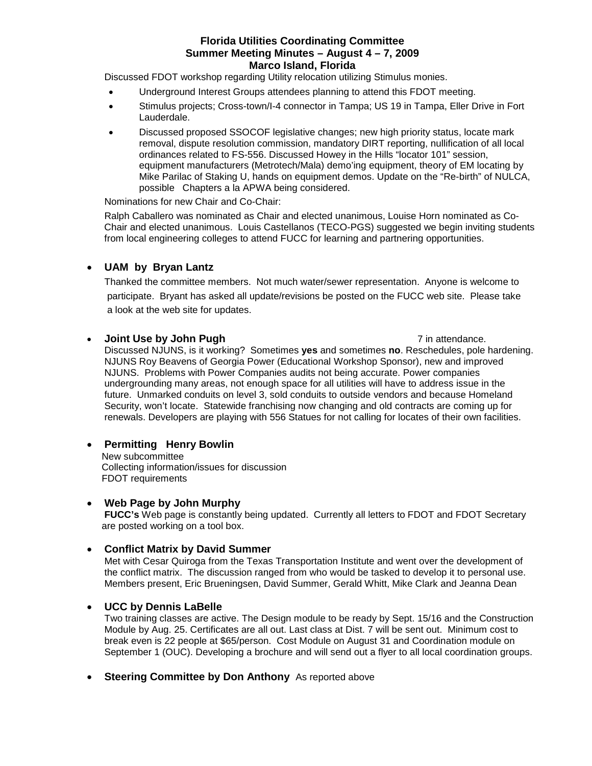**Florida Utilities Coordinating Committee**
**Summer Meeting Minutes – August 4 – 7, 2009**
**Marco Island, Florida**

Discussed FDOT workshop regarding Utility relocation utilizing Stimulus monies.

- Underground Interest Groups attendees planning to attend this FDOT meeting.
- Stimulus projects; Cross-town/I-4 connector in Tampa; US 19 in Tampa, Eller Drive in Fort Lauderdale.
- Discussed proposed SSOCOF legislative changes; new high priority status, locate mark removal, dispute resolution commission, mandatory DIRT reporting, nullification of all local ordinances related to FS-556. Discussed Howey in the Hills "locator 101" session, equipment manufacturers (Metrotech/Mala) demo'ing equipment, theory of EM locating by Mike Parilac of Staking U, hands on equipment demos. Update on the "Re-birth" of NULCA, possible Chapters a la APWA being considered.

Nominations for new Chair and Co-Chair:

Ralph Caballero was nominated as Chair and elected unanimous, Louise Horn nominated as Co-Chair and elected unanimous. Louis Castellanos (TECO-PGS) suggested we begin inviting students from local engineering colleges to attend FUCC for learning and partnering opportunities.

- **UAM by Bryan Lantz**

  Thanked the committee members. Not much water/sewer representation. Anyone is welcome to participate. Bryant has asked all update/revisions be posted on the FUCC web site. Please take a look at the web site for updates.

- **Joint Use by John Pugh** 7 in attendance.

  Discussed NJUNS, is it working? Sometimes **yes** and sometimes **no**. Reschedules, pole hardening. NJUNS Roy Beavens of Georgia Power (Educational Workshop Sponsor), new and improved NJUNS. Problems with Power Companies audits not being accurate. Power companies undergrounding many areas, not enough space for all utilities will have to address issue in the future. Unmarked conduits on level 3, sold conduits to outside vendors and because Homeland Security, won't locate. Statewide franchising now changing and old contracts are coming up for renewals. Developers are playing with 556 Statues for not calling for locates of their own facilities.

- **Permitting Henry Bowlin**

  New subcommittee
  Collecting information/issues for discussion
  FDOT requirements

- **Web Page by John Murphy**

  **FUCC's** Web page is constantly being updated. Currently all letters to FDOT and FDOT Secretary are posted working on a tool box.

- **Conflict Matrix by David Summer**

  Met with Cesar Quiroga from the Texas Transportation Institute and went over the development of the conflict matrix. The discussion ranged from who would be tasked to develop it to personal use. Members present, Eric Brueningsen, David Summer, Gerald Whitt, Mike Clark and Jeanna Dean

- **UCC by Dennis LaBelle**

  Two training classes are active. The Design module to be ready by Sept. 15/16 and the Construction Module by Aug. 25. Certificates are all out. Last class at Dist. 7 will be sent out. Minimum cost to break even is 22 people at $65/person. Cost Module on August 31 and Coordination module on September 1 (OUC). Developing a brochure and will send out a flyer to all local coordination groups.

- **Steering Committee by Don Anthony** As reported above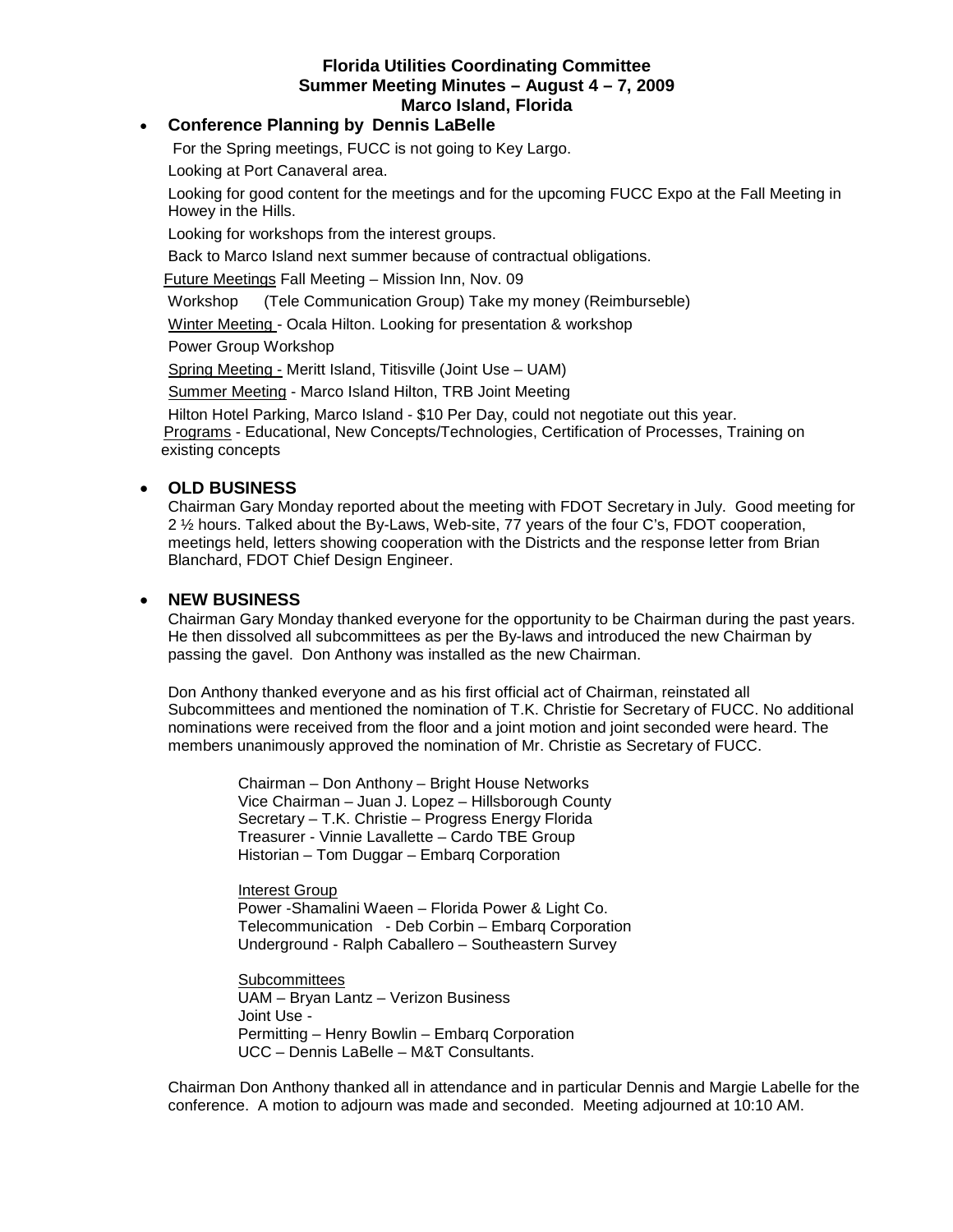**Florida Utilities Coordinating Committee**
**Summer Meeting Minutes – August 4 – 7, 2009**
**Marco Island, Florida**

- **Conference Planning by Dennis LaBelle**

For the Spring meetings, FUCC is not going to Key Largo.

Looking at Port Canaveral area.

Looking for good content for the meetings and for the upcoming FUCC Expo at the Fall Meeting in Howey in the Hills.

Looking for workshops from the interest groups.

Back to Marco Island next summer because of contractual obligations.

Future Meetings Fall Meeting – Mission Inn, Nov. 09

Workshop (Tele Communication Group) Take my money (Reimburseble)

Winter Meeting - Ocala Hilton. Looking for presentation & workshop

Power Group Workshop

Spring Meeting - Meritt Island, Titisville (Joint Use – UAM)

Summer Meeting - Marco Island Hilton, TRB Joint Meeting

Hilton Hotel Parking, Marco Island - $10 Per Day, could not negotiate out this year.

Programs - Educational, New Concepts/Technologies, Certification of Processes, Training on existing concepts

- **OLD BUSINESS**

Chairman Gary Monday reported about the meeting with FDOT Secretary in July. Good meeting for 2 ½ hours. Talked about the By-Laws, Web-site, 77 years of the four C's, FDOT cooperation, meetings held, letters showing cooperation with the Districts and the response letter from Brian Blanchard, FDOT Chief Design Engineer.

- **NEW BUSINESS**

Chairman Gary Monday thanked everyone for the opportunity to be Chairman during the past years. He then dissolved all subcommittees as per the By-laws and introduced the new Chairman by passing the gavel. Don Anthony was installed as the new Chairman.

Don Anthony thanked everyone and as his first official act of Chairman, reinstated all Subcommittees and mentioned the nomination of T.K. Christie for Secretary of FUCC. No additional nominations were received from the floor and a joint motion and joint seconded were heard. The members unanimously approved the nomination of Mr. Christie as Secretary of FUCC.

Chairman – Don Anthony – Bright House Networks
Vice Chairman – Juan J. Lopez – Hillsborough County
Secretary – T.K. Christie – Progress Energy Florida
Treasurer - Vinnie Lavallette – Cardo TBE Group
Historian – Tom Duggar – Embarq Corporation

Interest Group
Power -Shamalini Waeen – Florida Power & Light Co.
Telecommunication - Deb Corbin – Embarq Corporation
Underground - Ralph Caballero – Southeastern Survey

Subcommittees
UAM – Bryan Lantz – Verizon Business
Joint Use -
Permitting – Henry Bowlin – Embarq Corporation
UCC – Dennis LaBelle – M&T Consultants.

Chairman Don Anthony thanked all in attendance and in particular Dennis and Margie Labelle for the conference. A motion to adjourn was made and seconded. Meeting adjourned at 10:10 AM.